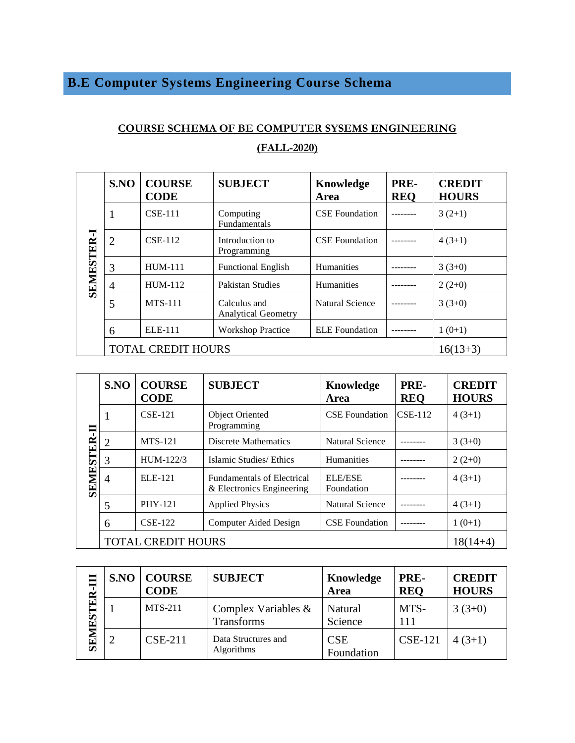# B.E Computer Systems Engineering Course Schema

## COURSE SCHEMA OF BE COMPUTER SYSEMS ENGINEERING

## (FALL-2020)

**SEMESTER-I**

| S.NO | COURSE CODE | SUBJECT | Knowledge Area | PRE-REQ | CREDIT HOURS |
|---|---|---|---|---|---|
| 1 | CSE-111 | Computing Fundamentals | CSE Foundation | -------- | 3 (2+1) |
| 2 | CSE-112 | Introduction to Programming | CSE Foundation | -------- | 4 (3+1) |
| 3 | HUM-111 | Functional English | Humanities | -------- | 3 (3+0) |
| 4 | HUM-112 | Pakistan Studies | Humanities | -------- | 2 (2+0) |
| 5 | MTS-111 | Calculus and Analytical Geometry | Natural Science | -------- | 3 (3+0) |
| 6 | ELE-111 | Workshop Practice | ELE Foundation | -------- | 1 (0+1) |
| TOTAL CREDIT HOURS | | | | | 16(13+3) |

**SEMESTER-II**

| S.NO | COURSE CODE | SUBJECT | Knowledge Area | PRE-REQ | CREDIT HOURS |
|---|---|---|---|---|---|
| 1 | CSE-121 | Object Oriented Programming | CSE Foundation | CSE-112 | 4 (3+1) |
| 2 | MTS-121 | Discrete Mathematics | Natural Science | -------- | 3 (3+0) |
| 3 | HUM-122/3 | Islamic Studies/ Ethics | Humanities | -------- | 2 (2+0) |
| 4 | ELE-121 | Fundamentals of Electrical & Electronics Engineering | ELE/ESE Foundation | -------- | 4 (3+1) |
| 5 | PHY-121 | Applied Physics | Natural Science | -------- | 4 (3+1) |
| 6 | CSE-122 | Computer Aided Design | CSE Foundation | -------- | 1 (0+1) |
| TOTAL CREDIT HOURS | | | | | 18(14+4) |

**SEMESTER-III**

| S.NO | COURSE CODE | SUBJECT | Knowledge Area | PRE-REQ | CREDIT HOURS |
|---|---|---|---|---|---|
| 1 | MTS-211 | Complex Variables & Transforms | Natural Science | MTS-111 | 3 (3+0) |
| 2 | CSE-211 | Data Structures and Algorithms | CSE Foundation | CSE-121 | 4 (3+1) |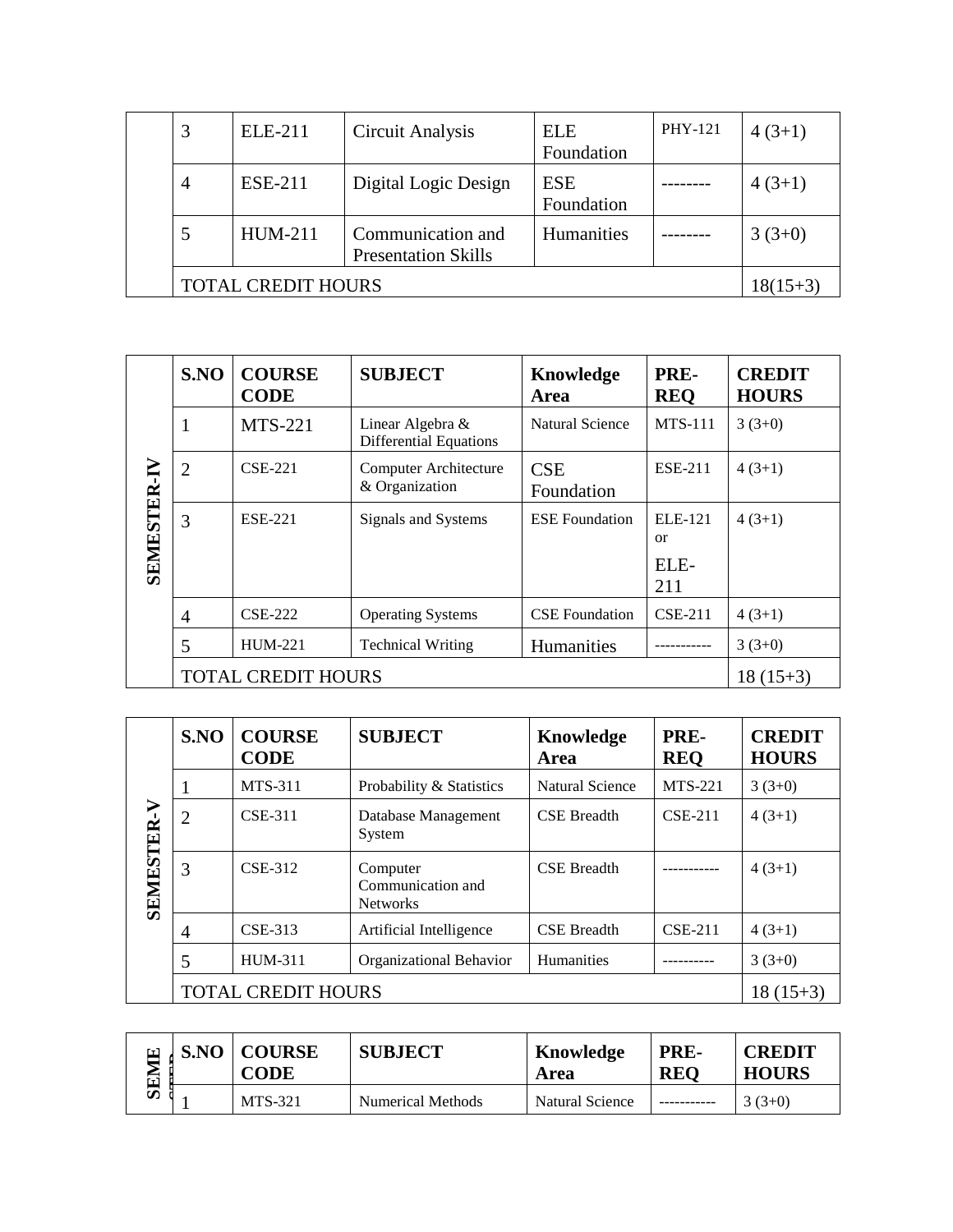| | S.NO | COURSE CODE | SUBJECT | Knowledge Area | PRE-REQ | CREDIT HOURS |
|---|---|---|---|---|---|---|
| | 3 | ELE-211 | Circuit Analysis | ELE Foundation | PHY-121 | 4 (3+1) |
| | 4 | ESE-211 | Digital Logic Design | ESE Foundation | -------- | 4 (3+1) |
| | 5 | HUM-211 | Communication and Presentation Skills | Humanities | -------- | 3 (3+0) |
| | TOTAL CREDIT HOURS | | | | | 18(15+3) |

| | S.NO | COURSE CODE | SUBJECT | Knowledge Area | PRE-REQ | CREDIT HOURS |
|---|---|---|---|---|---|---|
| **SEMESTER-IV** | 1 | MTS-221 | Linear Algebra & Differential Equations | Natural Science | MTS-111 | 3 (3+0) |
| | 2 | CSE-221 | Computer Architecture & Organization | CSE Foundation | ESE-211 | 4 (3+1) |
| | 3 | ESE-221 | Signals and Systems | ESE Foundation | ELE-121 or ELE-211 | 4 (3+1) |
| | 4 | CSE-222 | Operating Systems | CSE Foundation | CSE-211 | 4 (3+1) |
| | 5 | HUM-221 | Technical Writing | Humanities | ----------- | 3 (3+0) |
| | TOTAL CREDIT HOURS | | | | | 18 (15+3) |

| | S.NO | COURSE CODE | SUBJECT | Knowledge Area | PRE-REQ | CREDIT HOURS |
|---|---|---|---|---|---|---|
| **SEMESTER-V** | 1 | MTS-311 | Probability & Statistics | Natural Science | MTS-221 | 3 (3+0) |
| | 2 | CSE-311 | Database Management System | CSE Breadth | CSE-211 | 4 (3+1) |
| | 3 | CSE-312 | Computer Communication and Networks | CSE Breadth | ----------- | 4 (3+1) |
| | 4 | CSE-313 | Artificial Intelligence | CSE Breadth | CSE-211 | 4 (3+1) |
| | 5 | HUM-311 | Organizational Behavior | Humanities | ---------- | 3 (3+0) |
| | TOTAL CREDIT HOURS | | | | | 18 (15+3) |

| | S.NO | COURSE CODE | SUBJECT | Knowledge Area | PRE-REQ | CREDIT HOURS |
|---|---|---|---|---|---|---|
| **SEMESTER** | 1 | MTS-321 | Numerical Methods | Natural Science | ----------- | 3 (3+0) |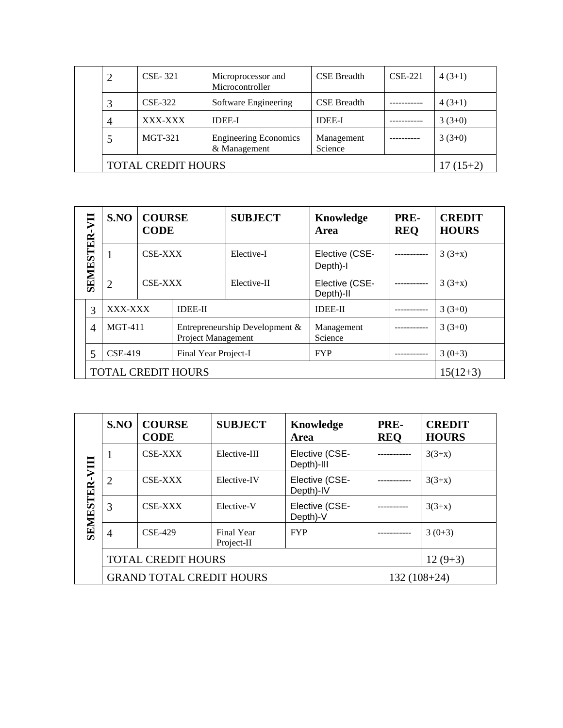| | S.NO | COURSE CODE | SUBJECT | Knowledge Area | PRE-REQ | CREDIT HOURS |
|---|---|---|---|---|---|---|
| | 2 | CSE- 321 | Microprocessor and Microcontroller | CSE Breadth | CSE-221 | 4 (3+1) |
| | 3 | CSE-322 | Software Engineering | CSE Breadth | ----------- | 4 (3+1) |
| | 4 | XXX-XXX | IDEE-I | IDEE-I | ----------- | 3 (3+0) |
| | 5 | MGT-321 | Engineering Economics & Management | Management Science | ---------- | 3 (3+0) |
| | TOTAL CREDIT HOURS | | | | | 17 (15+2) |

| | S.NO | COURSE CODE | SUBJECT | Knowledge Area | PRE-REQ | CREDIT HOURS |
|---|---|---|---|---|---|---|
| **SEMESTER-VII** | 1 | CSE-XXX | Elective-I | Elective (CSE-Depth)-I | ----------- | 3 (3+x) |
| | 2 | CSE-XXX | Elective-II | Elective (CSE-Depth)-II | ----------- | 3 (3+x) |
| | 3 | XXX-XXX | IDEE-II | IDEE-II | ----------- | 3 (3+0) |
| | 4 | MGT-411 | Entrepreneurship Development & Project Management | Management Science | ----------- | 3 (3+0) |
| | 5 | CSE-419 | Final Year Project-I | FYP | ----------- | 3 (0+3) |
| | TOTAL CREDIT HOURS | | | | | 15(12+3) |

| | S.NO | COURSE CODE | SUBJECT | Knowledge Area | PRE-REQ | CREDIT HOURS |
|---|---|---|---|---|---|---|
| **SEMESTER-VIII** | 1 | CSE-XXX | Elective-III | Elective (CSE-Depth)-III | ----------- | 3(3+x) |
| | 2 | CSE-XXX | Elective-IV | Elective (CSE-Depth)-IV | ----------- | 3(3+x) |
| | 3 | CSE-XXX | Elective-V | Elective (CSE-Depth)-V | ---------- | 3(3+x) |
| | 4 | CSE-429 | Final Year Project-II | FYP | ----------- | 3 (0+3) |
| | TOTAL CREDIT HOURS | | | | | 12 (9+3) |
| | GRAND TOTAL CREDIT HOURS | | | | | 132 (108+24) |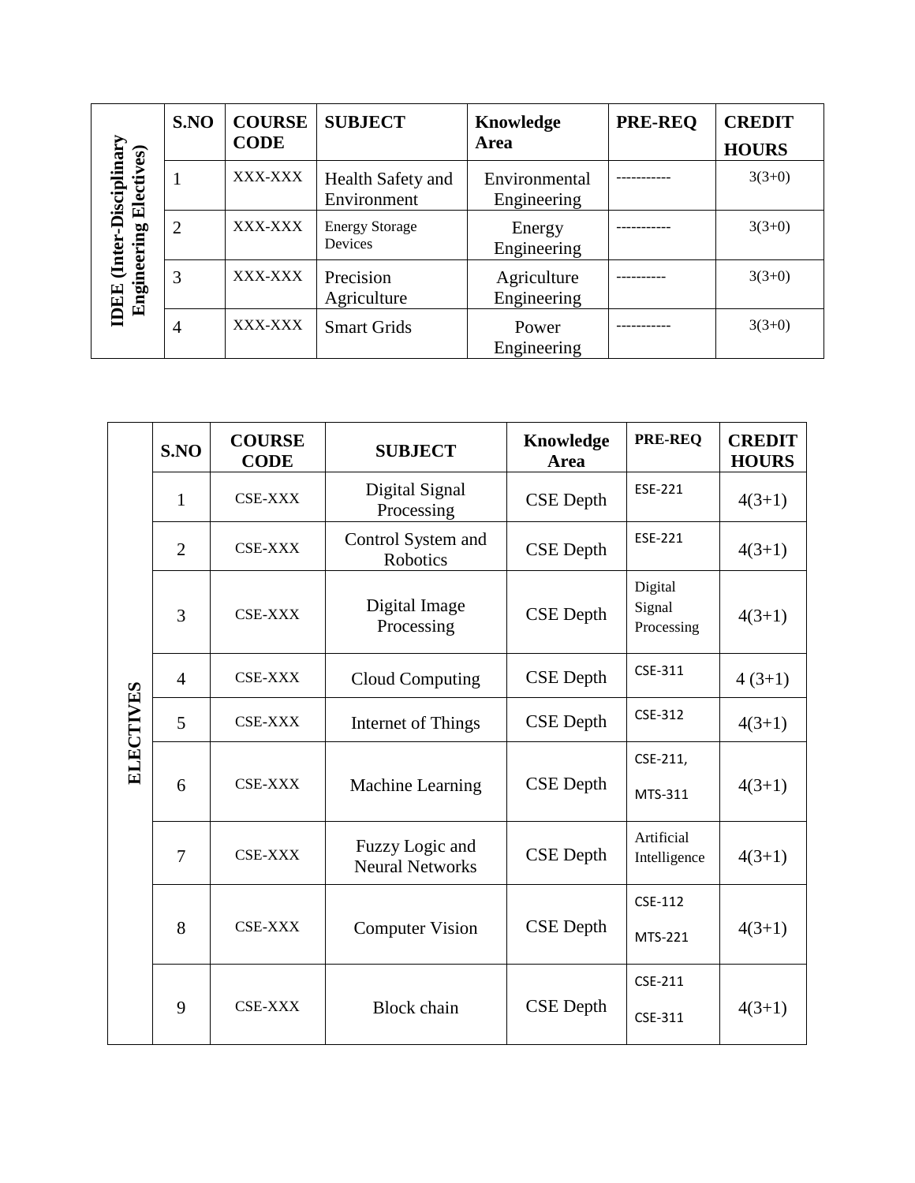| IDEE (Inter-Disciplinary Engineering Electives) | S.NO | COURSE CODE | SUBJECT | Knowledge Area | PRE-REQ | CREDIT HOURS |
|---|---|---|---|---|---|---|
| | 1 | XXX-XXX | Health Safety and Environment | Environmental Engineering | ----------- | 3(3+0) |
| | 2 | XXX-XXX | Energy Storage Devices | Energy Engineering | ----------- | 3(3+0) |
| | 3 | XXX-XXX | Precision Agriculture | Agriculture Engineering | ---------- | 3(3+0) |
| | 4 | XXX-XXX | Smart Grids | Power Engineering | ----------- | 3(3+0) |

| ELECTIVES | S.NO | COURSE CODE | SUBJECT | Knowledge Area | PRE-REQ | CREDIT HOURS |
|---|---|---|---|---|---|---|
| | 1 | CSE-XXX | Digital Signal Processing | CSE Depth | ESE-221 | 4(3+1) |
| | 2 | CSE-XXX | Control System and Robotics | CSE Depth | ESE-221 | 4(3+1) |
| | 3 | CSE-XXX | Digital Image Processing | CSE Depth | Digital Signal Processing | 4(3+1) |
| | 4 | CSE-XXX | Cloud Computing | CSE Depth | CSE-311 | 4 (3+1) |
| | 5 | CSE-XXX | Internet of Things | CSE Depth | CSE-312 | 4(3+1) |
| | 6 | CSE-XXX | Machine Learning | CSE Depth | CSE-211, MTS-311 | 4(3+1) |
| | 7 | CSE-XXX | Fuzzy Logic and Neural Networks | CSE Depth | Artificial Intelligence | 4(3+1) |
| | 8 | CSE-XXX | Computer Vision | CSE Depth | CSE-112 MTS-221 | 4(3+1) |
| | 9 | CSE-XXX | Block chain | CSE Depth | CSE-211 CSE-311 | 4(3+1) |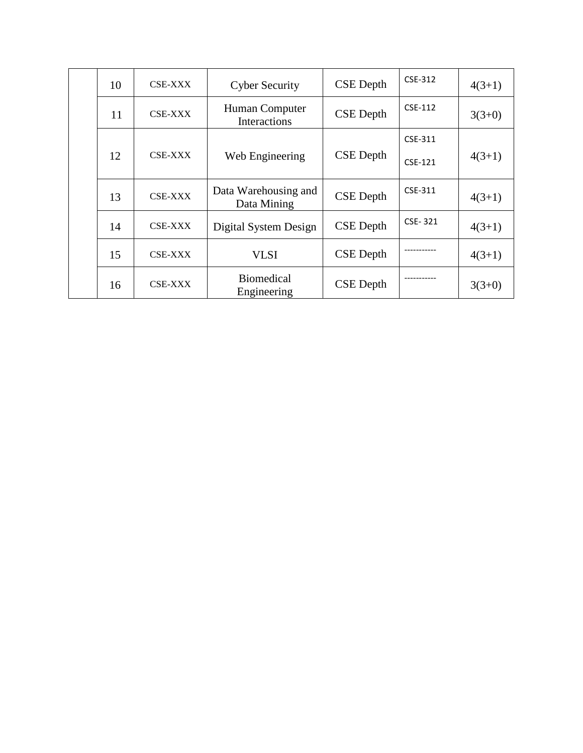| | | | | | | |
|---|---|---|---|---|---|---|
| | 10 | CSE-XXX | Cyber Security | CSE Depth | CSE-312 | 4(3+1) |
| | 11 | CSE-XXX | Human Computer Interactions | CSE Depth | CSE-112 | 3(3+0) |
| | 12 | CSE-XXX | Web Engineering | CSE Depth | CSE-311<br>CSE-121 | 4(3+1) |
| | 13 | CSE-XXX | Data Warehousing and Data Mining | CSE Depth | CSE-311 | 4(3+1) |
| | 14 | CSE-XXX | Digital System Design | CSE Depth | CSE- 321 | 4(3+1) |
| | 15 | CSE-XXX | VLSI | CSE Depth | ----------- | 4(3+1) |
| | 16 | CSE-XXX | Biomedical Engineering | CSE Depth | ----------- | 3(3+0) |